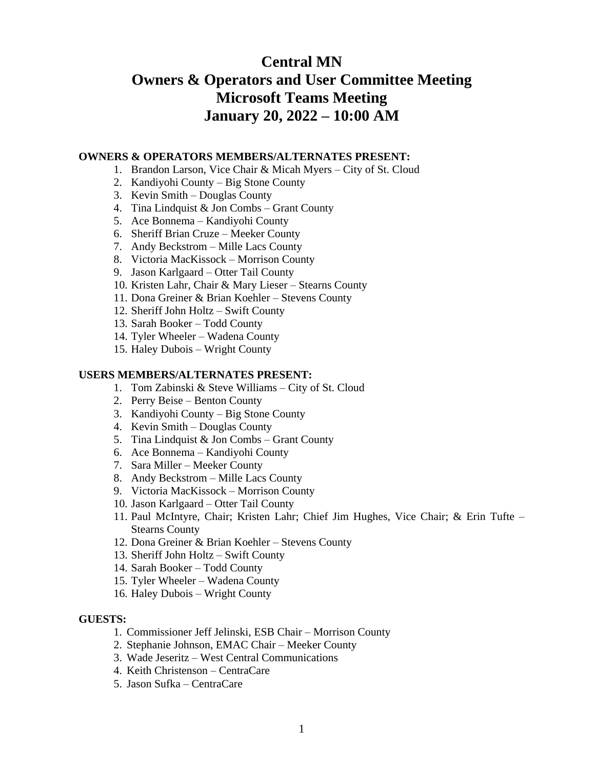# Central MN
# Owners & Operators and User Committee Meeting
# Microsoft Teams Meeting
# January 20, 2022 – 10:00 AM

**OWNERS & OPERATORS MEMBERS/ALTERNATES PRESENT:**

1. Brandon Larson, Vice Chair & Micah Myers – City of St. Cloud
2. Kandiyohi County – Big Stone County
3. Kevin Smith – Douglas County
4. Tina Lindquist & Jon Combs – Grant County
5. Ace Bonnema – Kandiyohi County
6. Sheriff Brian Cruze – Meeker County
7. Andy Beckstrom – Mille Lacs County
8. Victoria MacKissock – Morrison County
9. Jason Karlgaard – Otter Tail County
10. Kristen Lahr, Chair & Mary Lieser – Stearns County
11. Dona Greiner & Brian Koehler – Stevens County
12. Sheriff John Holtz – Swift County
13. Sarah Booker – Todd County
14. Tyler Wheeler – Wadena County
15. Haley Dubois – Wright County

**USERS MEMBERS/ALTERNATES PRESENT:**

1. Tom Zabinski & Steve Williams – City of St. Cloud
2. Perry Beise – Benton County
3. Kandiyohi County – Big Stone County
4. Kevin Smith – Douglas County
5. Tina Lindquist & Jon Combs – Grant County
6. Ace Bonnema – Kandiyohi County
7. Sara Miller – Meeker County
8. Andy Beckstrom – Mille Lacs County
9. Victoria MacKissock – Morrison County
10. Jason Karlgaard – Otter Tail County
11. Paul McIntyre, Chair; Kristen Lahr; Chief Jim Hughes, Vice Chair; & Erin Tufte – Stearns County
12. Dona Greiner & Brian Koehler – Stevens County
13. Sheriff John Holtz – Swift County
14. Sarah Booker – Todd County
15. Tyler Wheeler – Wadena County
16. Haley Dubois – Wright County

**GUESTS:**

1. Commissioner Jeff Jelinski, ESB Chair – Morrison County
2. Stephanie Johnson, EMAC Chair – Meeker County
3. Wade Jeseritz – West Central Communications
4. Keith Christenson – CentraCare
5. Jason Sufka – CentraCare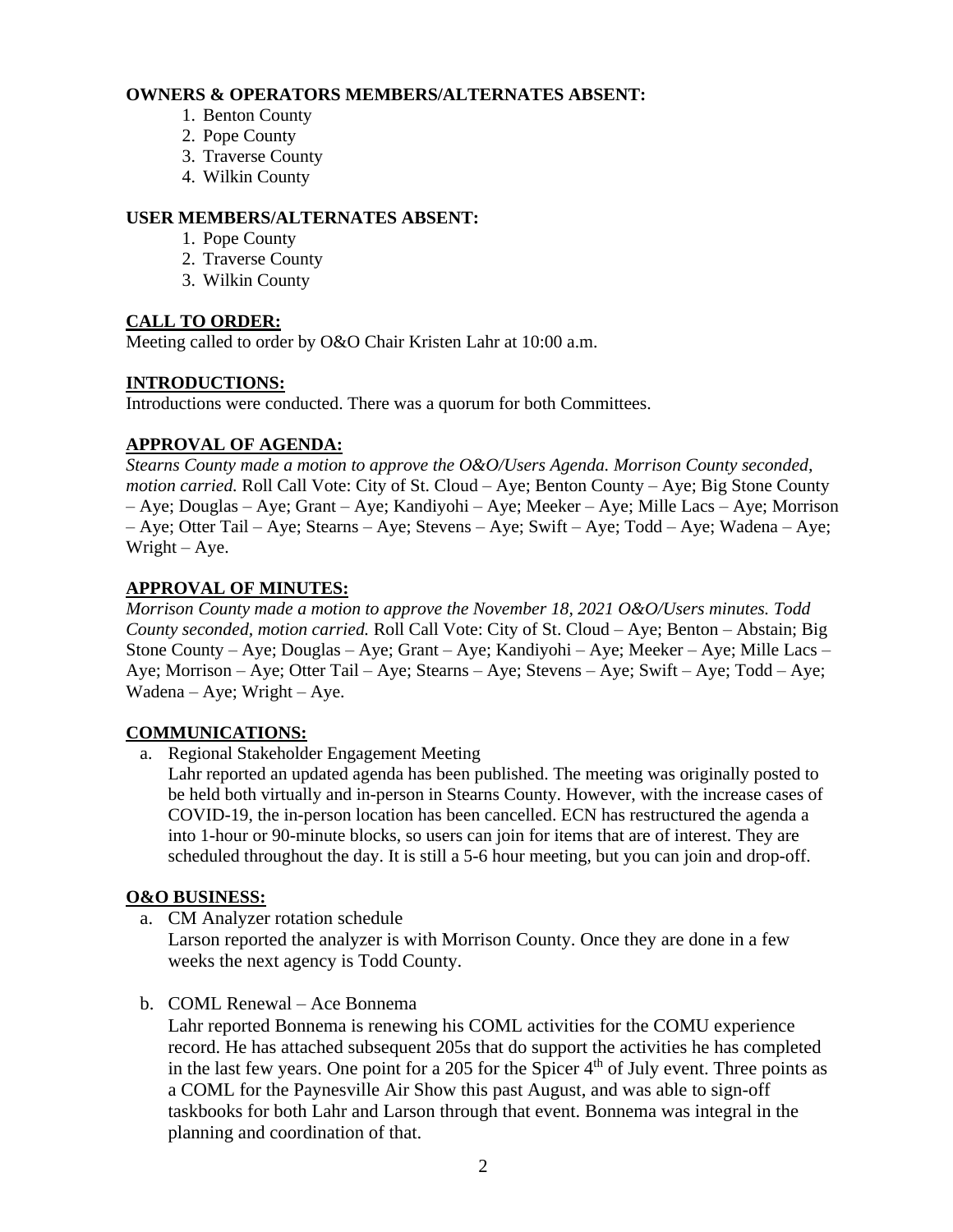**OWNERS & OPERATORS MEMBERS/ALTERNATES ABSENT:**

1. Benton County
2. Pope County
3. Traverse County
4. Wilkin County

**USER MEMBERS/ALTERNATES ABSENT:**

1. Pope County
2. Traverse County
3. Wilkin County

## CALL TO ORDER:

Meeting called to order by O&O Chair Kristen Lahr at 10:00 a.m.

## INTRODUCTIONS:

Introductions were conducted. There was a quorum for both Committees.

## APPROVAL OF AGENDA:

*Stearns County made a motion to approve the O&O/Users Agenda. Morrison County seconded, motion carried.* Roll Call Vote: City of St. Cloud – Aye; Benton County – Aye; Big Stone County – Aye; Douglas – Aye; Grant – Aye; Kandiyohi – Aye; Meeker – Aye; Mille Lacs – Aye; Morrison – Aye; Otter Tail – Aye; Stearns – Aye; Stevens – Aye; Swift – Aye; Todd – Aye; Wadena – Aye; Wright – Aye.

## APPROVAL OF MINUTES:

*Morrison County made a motion to approve the November 18, 2021 O&O/Users minutes. Todd County seconded, motion carried.* Roll Call Vote: City of St. Cloud – Aye; Benton – Abstain; Big Stone County – Aye; Douglas – Aye; Grant – Aye; Kandiyohi – Aye; Meeker – Aye; Mille Lacs – Aye; Morrison – Aye; Otter Tail – Aye; Stearns – Aye; Stevens – Aye; Swift – Aye; Todd – Aye; Wadena – Aye; Wright – Aye.

## COMMUNICATIONS:

a. Regional Stakeholder Engagement Meeting
   Lahr reported an updated agenda has been published. The meeting was originally posted to be held both virtually and in-person in Stearns County. However, with the increase cases of COVID-19, the in-person location has been cancelled. ECN has restructured the agenda a into 1-hour or 90-minute blocks, so users can join for items that are of interest. They are scheduled throughout the day. It is still a 5-6 hour meeting, but you can join and drop-off.

## O&O BUSINESS:

a. CM Analyzer rotation schedule
   Larson reported the analyzer is with Morrison County. Once they are done in a few weeks the next agency is Todd County.

b. COML Renewal – Ace Bonnema
   Lahr reported Bonnema is renewing his COML activities for the COMU experience record. He has attached subsequent 205s that do support the activities he has completed in the last few years. One point for a 205 for the Spicer 4th of July event. Three points as a COML for the Paynesville Air Show this past August, and was able to sign-off taskbooks for both Lahr and Larson through that event. Bonnema was integral in the planning and coordination of that.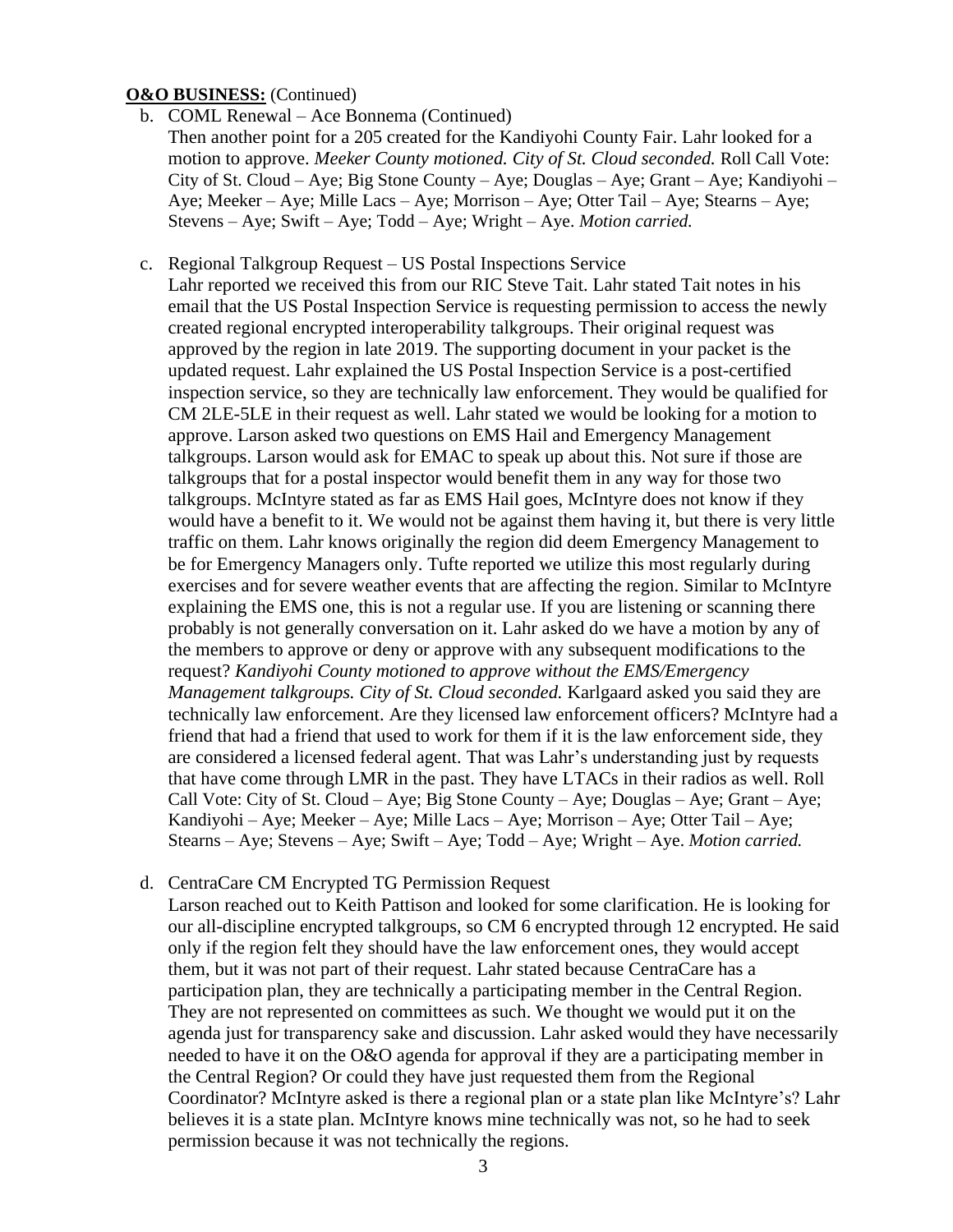**O&O BUSINESS:** (Continued)

b. COML Renewal – Ace Bonnema (Continued)
   Then another point for a 205 created for the Kandiyohi County Fair. Lahr looked for a motion to approve. *Meeker County motioned. City of St. Cloud seconded.* Roll Call Vote: City of St. Cloud – Aye; Big Stone County – Aye; Douglas – Aye; Grant – Aye; Kandiyohi – Aye; Meeker – Aye; Mille Lacs – Aye; Morrison – Aye; Otter Tail – Aye; Stearns – Aye; Stevens – Aye; Swift – Aye; Todd – Aye; Wright – Aye. *Motion carried.*

c. Regional Talkgroup Request – US Postal Inspections Service
   Lahr reported we received this from our RIC Steve Tait. Lahr stated Tait notes in his email that the US Postal Inspection Service is requesting permission to access the newly created regional encrypted interoperability talkgroups. Their original request was approved by the region in late 2019. The supporting document in your packet is the updated request. Lahr explained the US Postal Inspection Service is a post-certified inspection service, so they are technically law enforcement. They would be qualified for CM 2LE-5LE in their request as well. Lahr stated we would be looking for a motion to approve. Larson asked two questions on EMS Hail and Emergency Management talkgroups. Larson would ask for EMAC to speak up about this. Not sure if those are talkgroups that for a postal inspector would benefit them in any way for those two talkgroups. McIntyre stated as far as EMS Hail goes, McIntyre does not know if they would have a benefit to it. We would not be against them having it, but there is very little traffic on them. Lahr knows originally the region did deem Emergency Management to be for Emergency Managers only. Tufte reported we utilize this most regularly during exercises and for severe weather events that are affecting the region. Similar to McIntyre explaining the EMS one, this is not a regular use. If you are listening or scanning there probably is not generally conversation on it. Lahr asked do we have a motion by any of the members to approve or deny or approve with any subsequent modifications to the request? *Kandiyohi County motioned to approve without the EMS/Emergency Management talkgroups. City of St. Cloud seconded.* Karlgaard asked you said they are technically law enforcement. Are they licensed law enforcement officers? McIntyre had a friend that had a friend that used to work for them if it is the law enforcement side, they are considered a licensed federal agent. That was Lahr's understanding just by requests that have come through LMR in the past. They have LTACs in their radios as well. Roll Call Vote: City of St. Cloud – Aye; Big Stone County – Aye; Douglas – Aye; Grant – Aye; Kandiyohi – Aye; Meeker – Aye; Mille Lacs – Aye; Morrison – Aye; Otter Tail – Aye; Stearns – Aye; Stevens – Aye; Swift – Aye; Todd – Aye; Wright – Aye. *Motion carried.*

d. CentraCare CM Encrypted TG Permission Request
   Larson reached out to Keith Pattison and looked for some clarification. He is looking for our all-discipline encrypted talkgroups, so CM 6 encrypted through 12 encrypted. He said only if the region felt they should have the law enforcement ones, they would accept them, but it was not part of their request. Lahr stated because CentraCare has a participation plan, they are technically a participating member in the Central Region. They are not represented on committees as such. We thought we would put it on the agenda just for transparency sake and discussion. Lahr asked would they have necessarily needed to have it on the O&O agenda for approval if they are a participating member in the Central Region? Or could they have just requested them from the Regional Coordinator? McIntyre asked is there a regional plan or a state plan like McIntyre's? Lahr believes it is a state plan. McIntyre knows mine technically was not, so he had to seek permission because it was not technically the regions.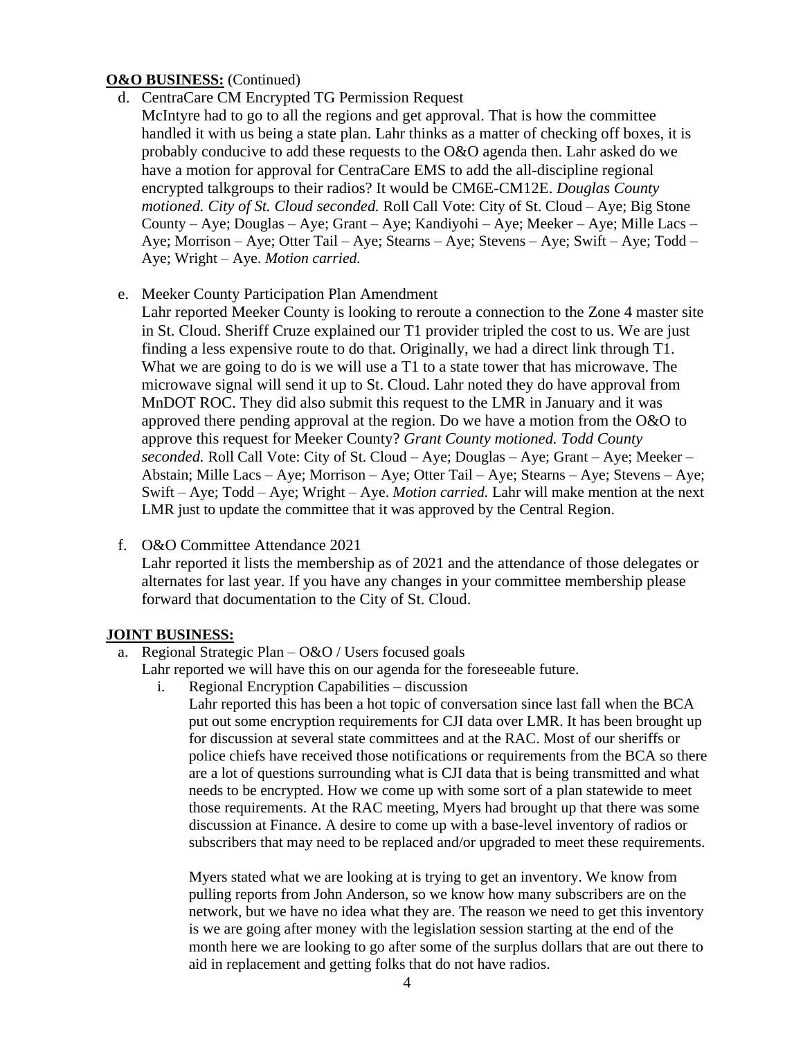**O&O BUSINESS:** (Continued)

d. CentraCare CM Encrypted TG Permission Request

   McIntyre had to go to all the regions and get approval. That is how the committee handled it with us being a state plan. Lahr thinks as a matter of checking off boxes, it is probably conducive to add these requests to the O&O agenda then. Lahr asked do we have a motion for approval for CentraCare EMS to add the all-discipline regional encrypted talkgroups to their radios? It would be CM6E-CM12E. *Douglas County motioned. City of St. Cloud seconded.* Roll Call Vote: City of St. Cloud – Aye; Big Stone County – Aye; Douglas – Aye; Grant – Aye; Kandiyohi – Aye; Meeker – Aye; Mille Lacs – Aye; Morrison – Aye; Otter Tail – Aye; Stearns – Aye; Stevens – Aye; Swift – Aye; Todd – Aye; Wright – Aye. *Motion carried.*

e. Meeker County Participation Plan Amendment

   Lahr reported Meeker County is looking to reroute a connection to the Zone 4 master site in St. Cloud. Sheriff Cruze explained our T1 provider tripled the cost to us. We are just finding a less expensive route to do that. Originally, we had a direct link through T1. What we are going to do is we will use a T1 to a state tower that has microwave. The microwave signal will send it up to St. Cloud. Lahr noted they do have approval from MnDOT ROC. They did also submit this request to the LMR in January and it was approved there pending approval at the region. Do we have a motion from the O&O to approve this request for Meeker County? *Grant County motioned. Todd County seconded.* Roll Call Vote: City of St. Cloud – Aye; Douglas – Aye; Grant – Aye; Meeker – Abstain; Mille Lacs – Aye; Morrison – Aye; Otter Tail – Aye; Stearns – Aye; Stevens – Aye; Swift – Aye; Todd – Aye; Wright – Aye. *Motion carried.* Lahr will make mention at the next LMR just to update the committee that it was approved by the Central Region.

f. O&O Committee Attendance 2021

   Lahr reported it lists the membership as of 2021 and the attendance of those delegates or alternates for last year. If you have any changes in your committee membership please forward that documentation to the City of St. Cloud.

**JOINT BUSINESS:**

a. Regional Strategic Plan – O&O / Users focused goals

   Lahr reported we will have this on our agenda for the foreseeable future.

   i. Regional Encryption Capabilities – discussion

      Lahr reported this has been a hot topic of conversation since last fall when the BCA put out some encryption requirements for CJI data over LMR. It has been brought up for discussion at several state committees and at the RAC. Most of our sheriffs or police chiefs have received those notifications or requirements from the BCA so there are a lot of questions surrounding what is CJI data that is being transmitted and what needs to be encrypted. How we come up with some sort of a plan statewide to meet those requirements. At the RAC meeting, Myers had brought up that there was some discussion at Finance. A desire to come up with a base-level inventory of radios or subscribers that may need to be replaced and/or upgraded to meet these requirements.

      Myers stated what we are looking at is trying to get an inventory. We know from pulling reports from John Anderson, so we know how many subscribers are on the network, but we have no idea what they are. The reason we need to get this inventory is we are going after money with the legislation session starting at the end of the month here we are looking to go after some of the surplus dollars that are out there to aid in replacement and getting folks that do not have radios.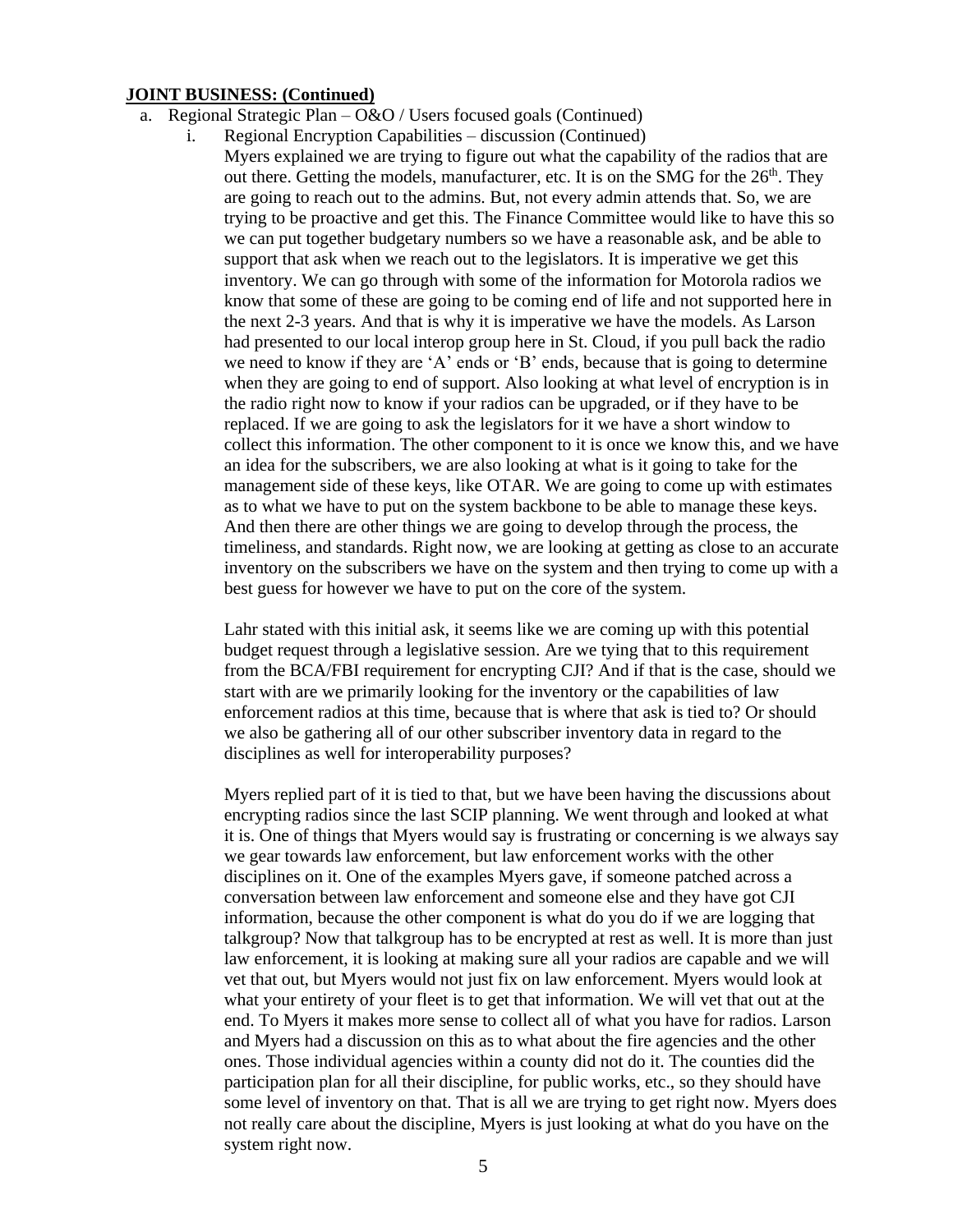**JOINT BUSINESS: (Continued)**

a. Regional Strategic Plan – O&O / Users focused goals (Continued)

i. Regional Encryption Capabilities – discussion (Continued)

Myers explained we are trying to figure out what the capability of the radios that are out there. Getting the models, manufacturer, etc. It is on the SMG for the 26th. They are going to reach out to the admins. But, not every admin attends that. So, we are trying to be proactive and get this. The Finance Committee would like to have this so we can put together budgetary numbers so we have a reasonable ask, and be able to support that ask when we reach out to the legislators. It is imperative we get this inventory. We can go through with some of the information for Motorola radios we know that some of these are going to be coming end of life and not supported here in the next 2-3 years. And that is why it is imperative we have the models. As Larson had presented to our local interop group here in St. Cloud, if you pull back the radio we need to know if they are 'A' ends or 'B' ends, because that is going to determine when they are going to end of support. Also looking at what level of encryption is in the radio right now to know if your radios can be upgraded, or if they have to be replaced. If we are going to ask the legislators for it we have a short window to collect this information. The other component to it is once we know this, and we have an idea for the subscribers, we are also looking at what is it going to take for the management side of these keys, like OTAR. We are going to come up with estimates as to what we have to put on the system backbone to be able to manage these keys. And then there are other things we are going to develop through the process, the timeliness, and standards. Right now, we are looking at getting as close to an accurate inventory on the subscribers we have on the system and then trying to come up with a best guess for however we have to put on the core of the system.

Lahr stated with this initial ask, it seems like we are coming up with this potential budget request through a legislative session. Are we tying that to this requirement from the BCA/FBI requirement for encrypting CJI? And if that is the case, should we start with are we primarily looking for the inventory or the capabilities of law enforcement radios at this time, because that is where that ask is tied to? Or should we also be gathering all of our other subscriber inventory data in regard to the disciplines as well for interoperability purposes?

Myers replied part of it is tied to that, but we have been having the discussions about encrypting radios since the last SCIP planning. We went through and looked at what it is. One of things that Myers would say is frustrating or concerning is we always say we gear towards law enforcement, but law enforcement works with the other disciplines on it. One of the examples Myers gave, if someone patched across a conversation between law enforcement and someone else and they have got CJI information, because the other component is what do you do if we are logging that talkgroup? Now that talkgroup has to be encrypted at rest as well. It is more than just law enforcement, it is looking at making sure all your radios are capable and we will vet that out, but Myers would not just fix on law enforcement. Myers would look at what your entirety of your fleet is to get that information. We will vet that out at the end. To Myers it makes more sense to collect all of what you have for radios. Larson and Myers had a discussion on this as to what about the fire agencies and the other ones. Those individual agencies within a county did not do it. The counties did the participation plan for all their discipline, for public works, etc., so they should have some level of inventory on that. That is all we are trying to get right now. Myers does not really care about the discipline, Myers is just looking at what do you have on the system right now.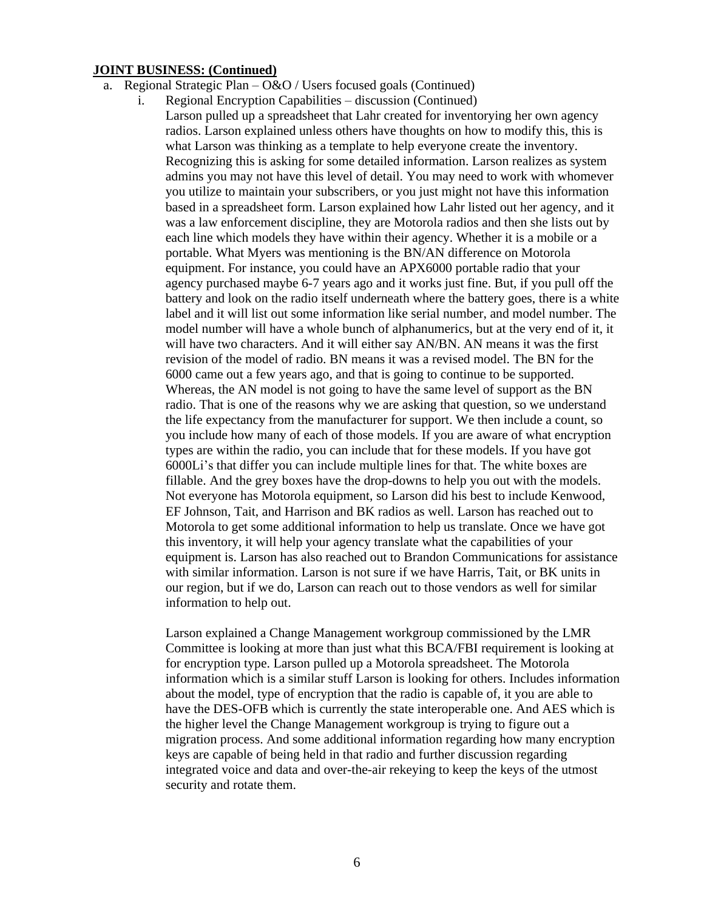**JOINT BUSINESS: (Continued)**

a. Regional Strategic Plan – O&O / Users focused goals (Continued)

   i. Regional Encryption Capabilities – discussion (Continued)

   Larson pulled up a spreadsheet that Lahr created for inventorying her own agency radios. Larson explained unless others have thoughts on how to modify this, this is what Larson was thinking as a template to help everyone create the inventory. Recognizing this is asking for some detailed information. Larson realizes as system admins you may not have this level of detail. You may need to work with whomever you utilize to maintain your subscribers, or you just might not have this information based in a spreadsheet form. Larson explained how Lahr listed out her agency, and it was a law enforcement discipline, they are Motorola radios and then she lists out by each line which models they have within their agency. Whether it is a mobile or a portable. What Myers was mentioning is the BN/AN difference on Motorola equipment. For instance, you could have an APX6000 portable radio that your agency purchased maybe 6-7 years ago and it works just fine. But, if you pull off the battery and look on the radio itself underneath where the battery goes, there is a white label and it will list out some information like serial number, and model number. The model number will have a whole bunch of alphanumerics, but at the very end of it, it will have two characters. And it will either say AN/BN. AN means it was the first revision of the model of radio. BN means it was a revised model. The BN for the 6000 came out a few years ago, and that is going to continue to be supported. Whereas, the AN model is not going to have the same level of support as the BN radio. That is one of the reasons why we are asking that question, so we understand the life expectancy from the manufacturer for support. We then include a count, so you include how many of each of those models. If you are aware of what encryption types are within the radio, you can include that for these models. If you have got 6000Li's that differ you can include multiple lines for that. The white boxes are fillable. And the grey boxes have the drop-downs to help you out with the models. Not everyone has Motorola equipment, so Larson did his best to include Kenwood, EF Johnson, Tait, and Harrison and BK radios as well. Larson has reached out to Motorola to get some additional information to help us translate. Once we have got this inventory, it will help your agency translate what the capabilities of your equipment is. Larson has also reached out to Brandon Communications for assistance with similar information. Larson is not sure if we have Harris, Tait, or BK units in our region, but if we do, Larson can reach out to those vendors as well for similar information to help out.

   Larson explained a Change Management workgroup commissioned by the LMR Committee is looking at more than just what this BCA/FBI requirement is looking at for encryption type. Larson pulled up a Motorola spreadsheet. The Motorola information which is a similar stuff Larson is looking for others. Includes information about the model, type of encryption that the radio is capable of, it you are able to have the DES-OFB which is currently the state interoperable one. And AES which is the higher level the Change Management workgroup is trying to figure out a migration process. And some additional information regarding how many encryption keys are capable of being held in that radio and further discussion regarding integrated voice and data and over-the-air rekeying to keep the keys of the utmost security and rotate them.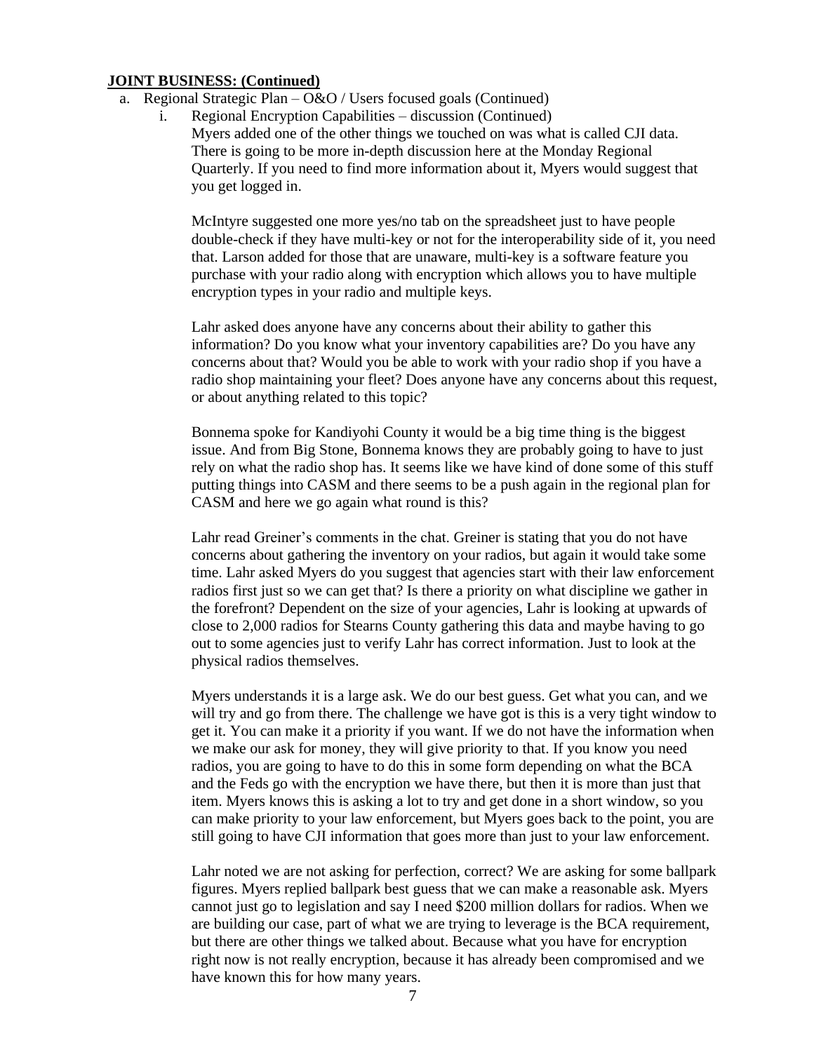**JOINT BUSINESS: (Continued)**

a. Regional Strategic Plan – O&O / Users focused goals (Continued)

   i. Regional Encryption Capabilities – discussion (Continued)

   Myers added one of the other things we touched on was what is called CJI data. There is going to be more in-depth discussion here at the Monday Regional Quarterly. If you need to find more information about it, Myers would suggest that you get logged in.

   McIntyre suggested one more yes/no tab on the spreadsheet just to have people double-check if they have multi-key or not for the interoperability side of it, you need that. Larson added for those that are unaware, multi-key is a software feature you purchase with your radio along with encryption which allows you to have multiple encryption types in your radio and multiple keys.

   Lahr asked does anyone have any concerns about their ability to gather this information? Do you know what your inventory capabilities are? Do you have any concerns about that? Would you be able to work with your radio shop if you have a radio shop maintaining your fleet? Does anyone have any concerns about this request, or about anything related to this topic?

   Bonnema spoke for Kandiyohi County it would be a big time thing is the biggest issue. And from Big Stone, Bonnema knows they are probably going to have to just rely on what the radio shop has. It seems like we have kind of done some of this stuff putting things into CASM and there seems to be a push again in the regional plan for CASM and here we go again what round is this?

   Lahr read Greiner's comments in the chat. Greiner is stating that you do not have concerns about gathering the inventory on your radios, but again it would take some time. Lahr asked Myers do you suggest that agencies start with their law enforcement radios first just so we can get that? Is there a priority on what discipline we gather in the forefront? Dependent on the size of your agencies, Lahr is looking at upwards of close to 2,000 radios for Stearns County gathering this data and maybe having to go out to some agencies just to verify Lahr has correct information. Just to look at the physical radios themselves.

   Myers understands it is a large ask. We do our best guess. Get what you can, and we will try and go from there. The challenge we have got is this is a very tight window to get it. You can make it a priority if you want. If we do not have the information when we make our ask for money, they will give priority to that. If you know you need radios, you are going to have to do this in some form depending on what the BCA and the Feds go with the encryption we have there, but then it is more than just that item. Myers knows this is asking a lot to try and get done in a short window, so you can make priority to your law enforcement, but Myers goes back to the point, you are still going to have CJI information that goes more than just to your law enforcement.

   Lahr noted we are not asking for perfection, correct? We are asking for some ballpark figures. Myers replied ballpark best guess that we can make a reasonable ask. Myers cannot just go to legislation and say I need $200 million dollars for radios. When we are building our case, part of what we are trying to leverage is the BCA requirement, but there are other things we talked about. Because what you have for encryption right now is not really encryption, because it has already been compromised and we have known this for how many years.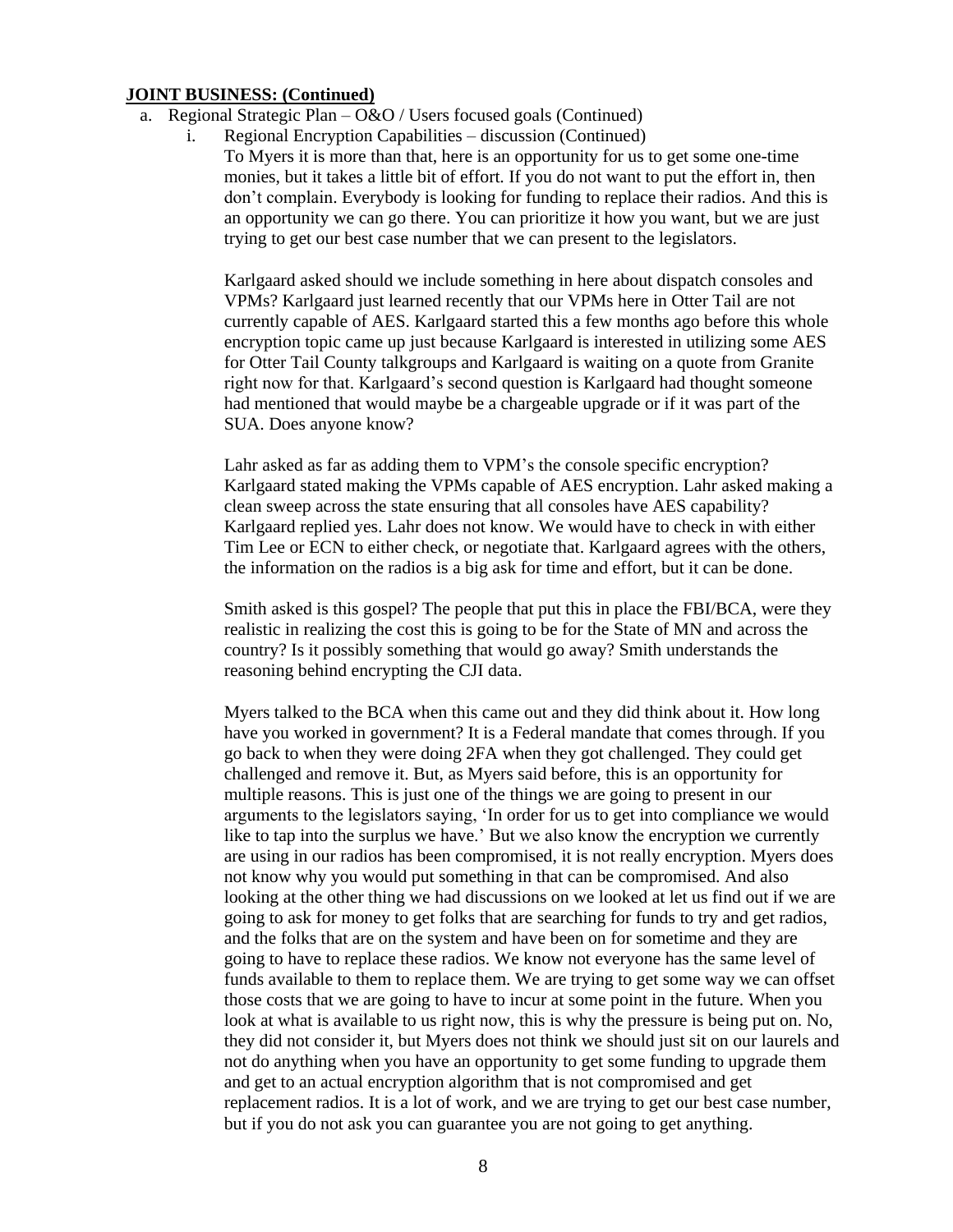**JOINT BUSINESS: (Continued)**

a. Regional Strategic Plan – O&O / Users focused goals (Continued)

   i. Regional Encryption Capabilities – discussion (Continued)

   To Myers it is more than that, here is an opportunity for us to get some one-time monies, but it takes a little bit of effort. If you do not want to put the effort in, then don't complain. Everybody is looking for funding to replace their radios. And this is an opportunity we can go there. You can prioritize it how you want, but we are just trying to get our best case number that we can present to the legislators.

   Karlgaard asked should we include something in here about dispatch consoles and VPMs? Karlgaard just learned recently that our VPMs here in Otter Tail are not currently capable of AES. Karlgaard started this a few months ago before this whole encryption topic came up just because Karlgaard is interested in utilizing some AES for Otter Tail County talkgroups and Karlgaard is waiting on a quote from Granite right now for that. Karlgaard's second question is Karlgaard had thought someone had mentioned that would maybe be a chargeable upgrade or if it was part of the SUA. Does anyone know?

   Lahr asked as far as adding them to VPM's the console specific encryption? Karlgaard stated making the VPMs capable of AES encryption. Lahr asked making a clean sweep across the state ensuring that all consoles have AES capability? Karlgaard replied yes. Lahr does not know. We would have to check in with either Tim Lee or ECN to either check, or negotiate that. Karlgaard agrees with the others, the information on the radios is a big ask for time and effort, but it can be done.

   Smith asked is this gospel? The people that put this in place the FBI/BCA, were they realistic in realizing the cost this is going to be for the State of MN and across the country? Is it possibly something that would go away? Smith understands the reasoning behind encrypting the CJI data.

   Myers talked to the BCA when this came out and they did think about it. How long have you worked in government? It is a Federal mandate that comes through. If you go back to when they were doing 2FA when they got challenged. They could get challenged and remove it. But, as Myers said before, this is an opportunity for multiple reasons. This is just one of the things we are going to present in our arguments to the legislators saying, 'In order for us to get into compliance we would like to tap into the surplus we have.' But we also know the encryption we currently are using in our radios has been compromised, it is not really encryption. Myers does not know why you would put something in that can be compromised. And also looking at the other thing we had discussions on we looked at let us find out if we are going to ask for money to get folks that are searching for funds to try and get radios, and the folks that are on the system and have been on for sometime and they are going to have to replace these radios. We know not everyone has the same level of funds available to them to replace them. We are trying to get some way we can offset those costs that we are going to have to incur at some point in the future. When you look at what is available to us right now, this is why the pressure is being put on. No, they did not consider it, but Myers does not think we should just sit on our laurels and not do anything when you have an opportunity to get some funding to upgrade them and get to an actual encryption algorithm that is not compromised and get replacement radios. It is a lot of work, and we are trying to get our best case number, but if you do not ask you can guarantee you are not going to get anything.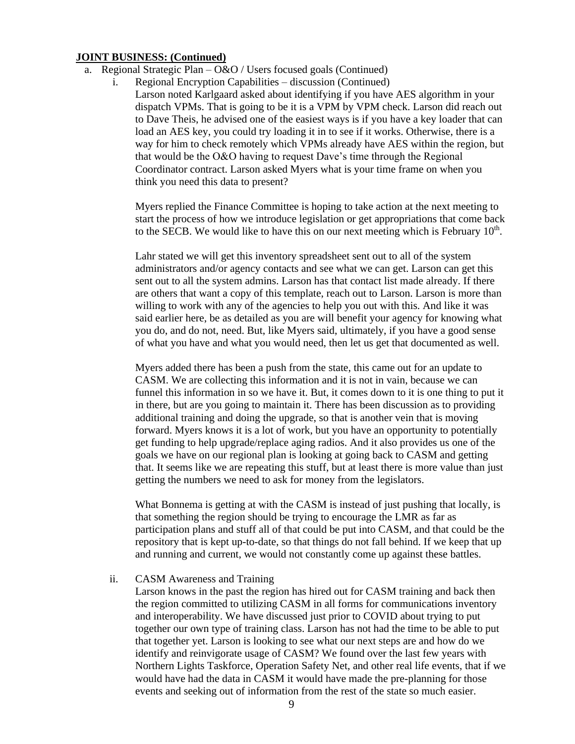**JOINT BUSINESS: (Continued)**

a. Regional Strategic Plan – O&O / Users focused goals (Continued)

   i. Regional Encryption Capabilities – discussion (Continued)

   Larson noted Karlgaard asked about identifying if you have AES algorithm in your dispatch VPMs. That is going to be it is a VPM by VPM check. Larson did reach out to Dave Theis, he advised one of the easiest ways is if you have a key loader that can load an AES key, you could try loading it in to see if it works. Otherwise, there is a way for him to check remotely which VPMs already have AES within the region, but that would be the O&O having to request Dave's time through the Regional Coordinator contract. Larson asked Myers what is your time frame on when you think you need this data to present?

   Myers replied the Finance Committee is hoping to take action at the next meeting to start the process of how we introduce legislation or get appropriations that come back to the SECB. We would like to have this on our next meeting which is February 10th.

   Lahr stated we will get this inventory spreadsheet sent out to all of the system administrators and/or agency contacts and see what we can get. Larson can get this sent out to all the system admins. Larson has that contact list made already. If there are others that want a copy of this template, reach out to Larson. Larson is more than willing to work with any of the agencies to help you out with this. And like it was said earlier here, be as detailed as you are will benefit your agency for knowing what you do, and do not, need. But, like Myers said, ultimately, if you have a good sense of what you have and what you would need, then let us get that documented as well.

   Myers added there has been a push from the state, this came out for an update to CASM. We are collecting this information and it is not in vain, because we can funnel this information in so we have it. But, it comes down to it is one thing to put it in there, but are you going to maintain it. There has been discussion as to providing additional training and doing the upgrade, so that is another vein that is moving forward. Myers knows it is a lot of work, but you have an opportunity to potentially get funding to help upgrade/replace aging radios. And it also provides us one of the goals we have on our regional plan is looking at going back to CASM and getting that. It seems like we are repeating this stuff, but at least there is more value than just getting the numbers we need to ask for money from the legislators.

   What Bonnema is getting at with the CASM is instead of just pushing that locally, is that something the region should be trying to encourage the LMR as far as participation plans and stuff all of that could be put into CASM, and that could be the repository that is kept up-to-date, so that things do not fall behind. If we keep that up and running and current, we would not constantly come up against these battles.

   ii. CASM Awareness and Training

   Larson knows in the past the region has hired out for CASM training and back then the region committed to utilizing CASM in all forms for communications inventory and interoperability. We have discussed just prior to COVID about trying to put together our own type of training class. Larson has not had the time to be able to put that together yet. Larson is looking to see what our next steps are and how do we identify and reinvigorate usage of CASM? We found over the last few years with Northern Lights Taskforce, Operation Safety Net, and other real life events, that if we would have had the data in CASM it would have made the pre-planning for those events and seeking out of information from the rest of the state so much easier.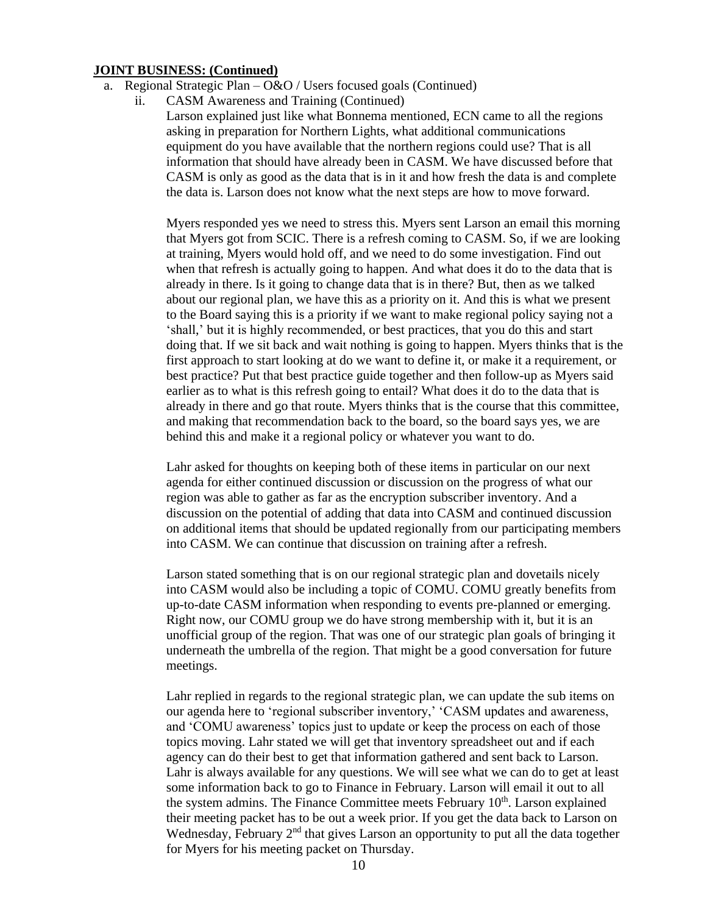**JOINT BUSINESS: (Continued)**

a. Regional Strategic Plan – O&O / Users focused goals (Continued)

   ii. CASM Awareness and Training (Continued)

   Larson explained just like what Bonnema mentioned, ECN came to all the regions asking in preparation for Northern Lights, what additional communications equipment do you have available that the northern regions could use? That is all information that should have already been in CASM. We have discussed before that CASM is only as good as the data that is in it and how fresh the data is and complete the data is. Larson does not know what the next steps are how to move forward.

   Myers responded yes we need to stress this. Myers sent Larson an email this morning that Myers got from SCIC. There is a refresh coming to CASM. So, if we are looking at training, Myers would hold off, and we need to do some investigation. Find out when that refresh is actually going to happen. And what does it do to the data that is already in there. Is it going to change data that is in there? But, then as we talked about our regional plan, we have this as a priority on it. And this is what we present to the Board saying this is a priority if we want to make regional policy saying not a 'shall,' but it is highly recommended, or best practices, that you do this and start doing that. If we sit back and wait nothing is going to happen. Myers thinks that is the first approach to start looking at do we want to define it, or make it a requirement, or best practice? Put that best practice guide together and then follow-up as Myers said earlier as to what is this refresh going to entail? What does it do to the data that is already in there and go that route. Myers thinks that is the course that this committee, and making that recommendation back to the board, so the board says yes, we are behind this and make it a regional policy or whatever you want to do.

   Lahr asked for thoughts on keeping both of these items in particular on our next agenda for either continued discussion or discussion on the progress of what our region was able to gather as far as the encryption subscriber inventory. And a discussion on the potential of adding that data into CASM and continued discussion on additional items that should be updated regionally from our participating members into CASM. We can continue that discussion on training after a refresh.

   Larson stated something that is on our regional strategic plan and dovetails nicely into CASM would also be including a topic of COMU. COMU greatly benefits from up-to-date CASM information when responding to events pre-planned or emerging. Right now, our COMU group we do have strong membership with it, but it is an unofficial group of the region. That was one of our strategic plan goals of bringing it underneath the umbrella of the region. That might be a good conversation for future meetings.

   Lahr replied in regards to the regional strategic plan, we can update the sub items on our agenda here to 'regional subscriber inventory,' 'CASM updates and awareness, and 'COMU awareness' topics just to update or keep the process on each of those topics moving. Lahr stated we will get that inventory spreadsheet out and if each agency can do their best to get that information gathered and sent back to Larson. Lahr is always available for any questions. We will see what we can do to get at least some information back to go to Finance in February. Larson will email it out to all the system admins. The Finance Committee meets February 10th. Larson explained their meeting packet has to be out a week prior. If you get the data back to Larson on Wednesday, February 2nd that gives Larson an opportunity to put all the data together for Myers for his meeting packet on Thursday.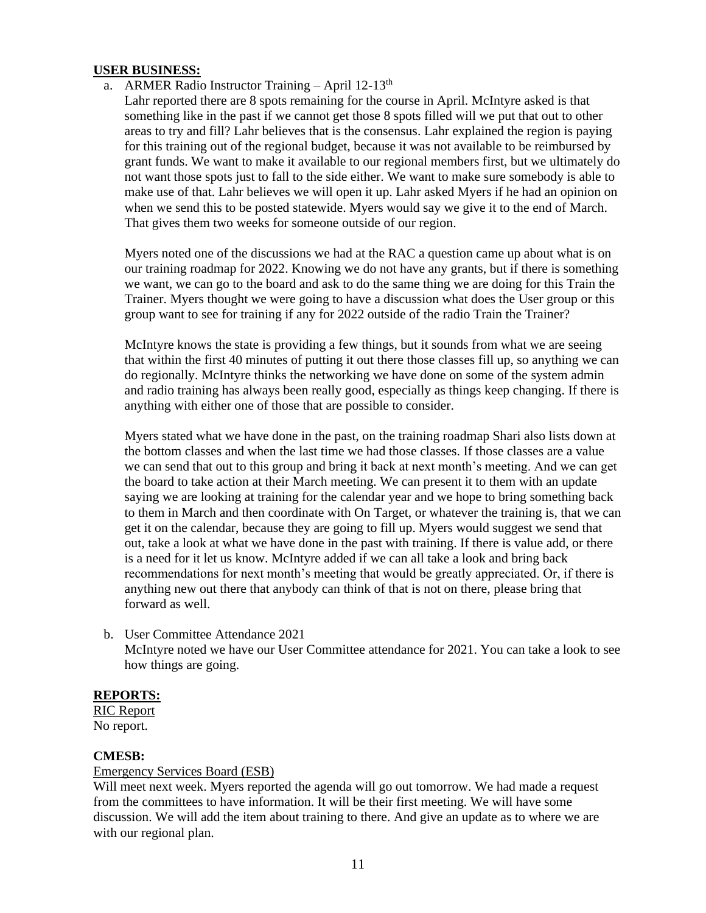**USER BUSINESS:**

a. ARMER Radio Instructor Training – April 12-13th

Lahr reported there are 8 spots remaining for the course in April. McIntyre asked is that something like in the past if we cannot get those 8 spots filled will we put that out to other areas to try and fill? Lahr believes that is the consensus. Lahr explained the region is paying for this training out of the regional budget, because it was not available to be reimbursed by grant funds. We want to make it available to our regional members first, but we ultimately do not want those spots just to fall to the side either. We want to make sure somebody is able to make use of that. Lahr believes we will open it up. Lahr asked Myers if he had an opinion on when we send this to be posted statewide. Myers would say we give it to the end of March. That gives them two weeks for someone outside of our region.

Myers noted one of the discussions we had at the RAC a question came up about what is on our training roadmap for 2022. Knowing we do not have any grants, but if there is something we want, we can go to the board and ask to do the same thing we are doing for this Train the Trainer. Myers thought we were going to have a discussion what does the User group or this group want to see for training if any for 2022 outside of the radio Train the Trainer?

McIntyre knows the state is providing a few things, but it sounds from what we are seeing that within the first 40 minutes of putting it out there those classes fill up, so anything we can do regionally. McIntyre thinks the networking we have done on some of the system admin and radio training has always been really good, especially as things keep changing. If there is anything with either one of those that are possible to consider.

Myers stated what we have done in the past, on the training roadmap Shari also lists down at the bottom classes and when the last time we had those classes. If those classes are a value we can send that out to this group and bring it back at next month's meeting. And we can get the board to take action at their March meeting. We can present it to them with an update saying we are looking at training for the calendar year and we hope to bring something back to them in March and then coordinate with On Target, or whatever the training is, that we can get it on the calendar, because they are going to fill up. Myers would suggest we send that out, take a look at what we have done in the past with training. If there is value add, or there is a need for it let us know. McIntyre added if we can all take a look and bring back recommendations for next month's meeting that would be greatly appreciated. Or, if there is anything new out there that anybody can think of that is not on there, please bring that forward as well.

b. User Committee Attendance 2021

McIntyre noted we have our User Committee attendance for 2021. You can take a look to see how things are going.

**REPORTS:**

RIC Report

No report.

**CMESB:**

Emergency Services Board (ESB)

Will meet next week. Myers reported the agenda will go out tomorrow. We had made a request from the committees to have information. It will be their first meeting. We will have some discussion. We will add the item about training to there. And give an update as to where we are with our regional plan.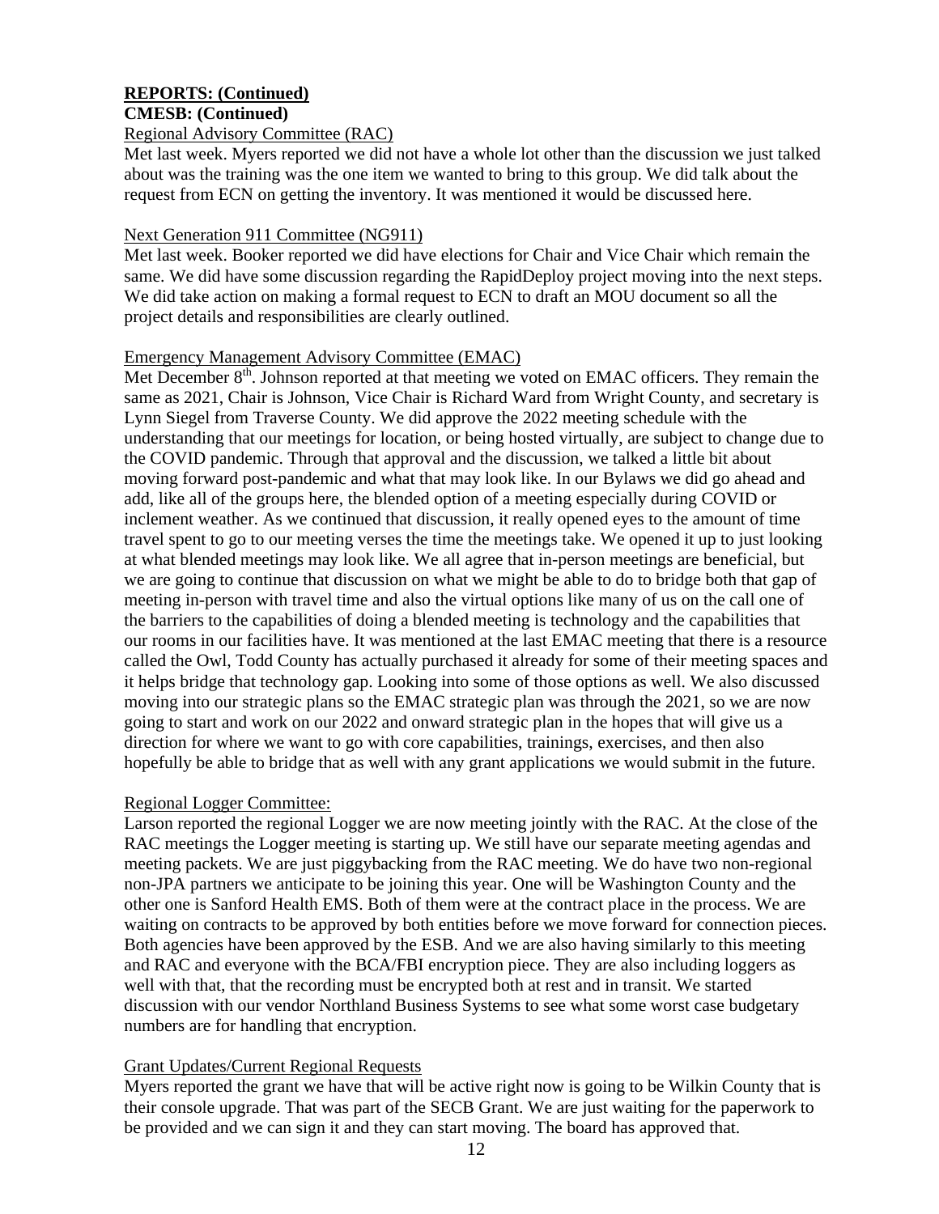**REPORTS: (Continued)**

**CMESB: (Continued)**

Regional Advisory Committee (RAC)

Met last week. Myers reported we did not have a whole lot other than the discussion we just talked about was the training was the one item we wanted to bring to this group. We did talk about the request from ECN on getting the inventory. It was mentioned it would be discussed here.

Next Generation 911 Committee (NG911)

Met last week. Booker reported we did have elections for Chair and Vice Chair which remain the same. We did have some discussion regarding the RapidDeploy project moving into the next steps. We did take action on making a formal request to ECN to draft an MOU document so all the project details and responsibilities are clearly outlined.

Emergency Management Advisory Committee (EMAC)

Met December 8th. Johnson reported at that meeting we voted on EMAC officers. They remain the same as 2021, Chair is Johnson, Vice Chair is Richard Ward from Wright County, and secretary is Lynn Siegel from Traverse County. We did approve the 2022 meeting schedule with the understanding that our meetings for location, or being hosted virtually, are subject to change due to the COVID pandemic. Through that approval and the discussion, we talked a little bit about moving forward post-pandemic and what that may look like. In our Bylaws we did go ahead and add, like all of the groups here, the blended option of a meeting especially during COVID or inclement weather. As we continued that discussion, it really opened eyes to the amount of time travel spent to go to our meeting verses the time the meetings take. We opened it up to just looking at what blended meetings may look like. We all agree that in-person meetings are beneficial, but we are going to continue that discussion on what we might be able to do to bridge both that gap of meeting in-person with travel time and also the virtual options like many of us on the call one of the barriers to the capabilities of doing a blended meeting is technology and the capabilities that our rooms in our facilities have. It was mentioned at the last EMAC meeting that there is a resource called the Owl, Todd County has actually purchased it already for some of their meeting spaces and it helps bridge that technology gap. Looking into some of those options as well. We also discussed moving into our strategic plans so the EMAC strategic plan was through the 2021, so we are now going to start and work on our 2022 and onward strategic plan in the hopes that will give us a direction for where we want to go with core capabilities, trainings, exercises, and then also hopefully be able to bridge that as well with any grant applications we would submit in the future.

Regional Logger Committee:

Larson reported the regional Logger we are now meeting jointly with the RAC. At the close of the RAC meetings the Logger meeting is starting up. We still have our separate meeting agendas and meeting packets. We are just piggybacking from the RAC meeting. We do have two non-regional non-JPA partners we anticipate to be joining this year. One will be Washington County and the other one is Sanford Health EMS. Both of them were at the contract place in the process. We are waiting on contracts to be approved by both entities before we move forward for connection pieces. Both agencies have been approved by the ESB. And we are also having similarly to this meeting and RAC and everyone with the BCA/FBI encryption piece. They are also including loggers as well with that, that the recording must be encrypted both at rest and in transit. We started discussion with our vendor Northland Business Systems to see what some worst case budgetary numbers are for handling that encryption.

Grant Updates/Current Regional Requests

Myers reported the grant we have that will be active right now is going to be Wilkin County that is their console upgrade. That was part of the SECB Grant. We are just waiting for the paperwork to be provided and we can sign it and they can start moving. The board has approved that.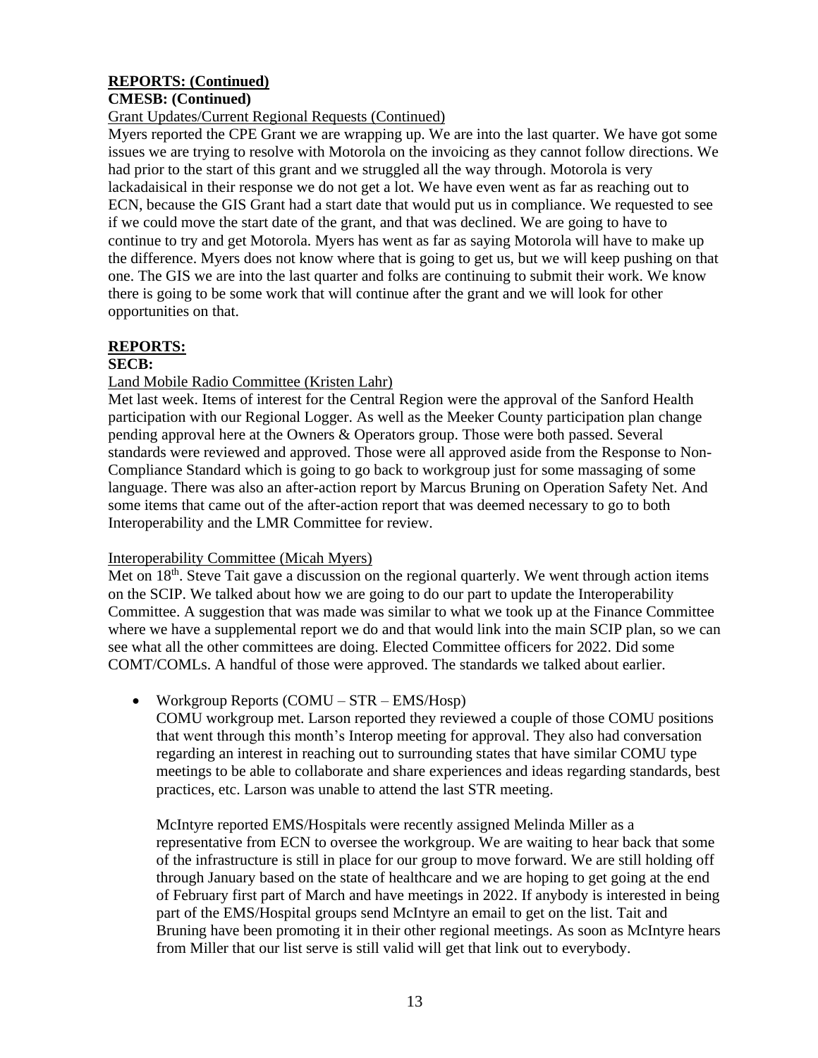**REPORTS: (Continued)**

**CMESB: (Continued)**

Grant Updates/Current Regional Requests (Continued)

Myers reported the CPE Grant we are wrapping up. We are into the last quarter. We have got some issues we are trying to resolve with Motorola on the invoicing as they cannot follow directions. We had prior to the start of this grant and we struggled all the way through. Motorola is very lackadaisical in their response we do not get a lot. We have even went as far as reaching out to ECN, because the GIS Grant had a start date that would put us in compliance. We requested to see if we could move the start date of the grant, and that was declined. We are going to have to continue to try and get Motorola. Myers has went as far as saying Motorola will have to make up the difference. Myers does not know where that is going to get us, but we will keep pushing on that one. The GIS we are into the last quarter and folks are continuing to submit their work. We know there is going to be some work that will continue after the grant and we will look for other opportunities on that.

**REPORTS:**

**SECB:**

Land Mobile Radio Committee (Kristen Lahr)

Met last week. Items of interest for the Central Region were the approval of the Sanford Health participation with our Regional Logger. As well as the Meeker County participation plan change pending approval here at the Owners & Operators group. Those were both passed. Several standards were reviewed and approved. Those were all approved aside from the Response to Non-Compliance Standard which is going to go back to workgroup just for some massaging of some language. There was also an after-action report by Marcus Bruning on Operation Safety Net. And some items that came out of the after-action report that was deemed necessary to go to both Interoperability and the LMR Committee for review.

Interoperability Committee (Micah Myers)

Met on 18th. Steve Tait gave a discussion on the regional quarterly. We went through action items on the SCIP. We talked about how we are going to do our part to update the Interoperability Committee. A suggestion that was made was similar to what we took up at the Finance Committee where we have a supplemental report we do and that would link into the main SCIP plan, so we can see what all the other committees are doing. Elected Committee officers for 2022. Did some COMT/COMLs. A handful of those were approved. The standards we talked about earlier.

- Workgroup Reports (COMU – STR – EMS/Hosp)

  COMU workgroup met. Larson reported they reviewed a couple of those COMU positions that went through this month's Interop meeting for approval. They also had conversation regarding an interest in reaching out to surrounding states that have similar COMU type meetings to be able to collaborate and share experiences and ideas regarding standards, best practices, etc. Larson was unable to attend the last STR meeting.

  McIntyre reported EMS/Hospitals were recently assigned Melinda Miller as a representative from ECN to oversee the workgroup. We are waiting to hear back that some of the infrastructure is still in place for our group to move forward. We are still holding off through January based on the state of healthcare and we are hoping to get going at the end of February first part of March and have meetings in 2022. If anybody is interested in being part of the EMS/Hospital groups send McIntyre an email to get on the list. Tait and Bruning have been promoting it in their other regional meetings. As soon as McIntyre hears from Miller that our list serve is still valid will get that link out to everybody.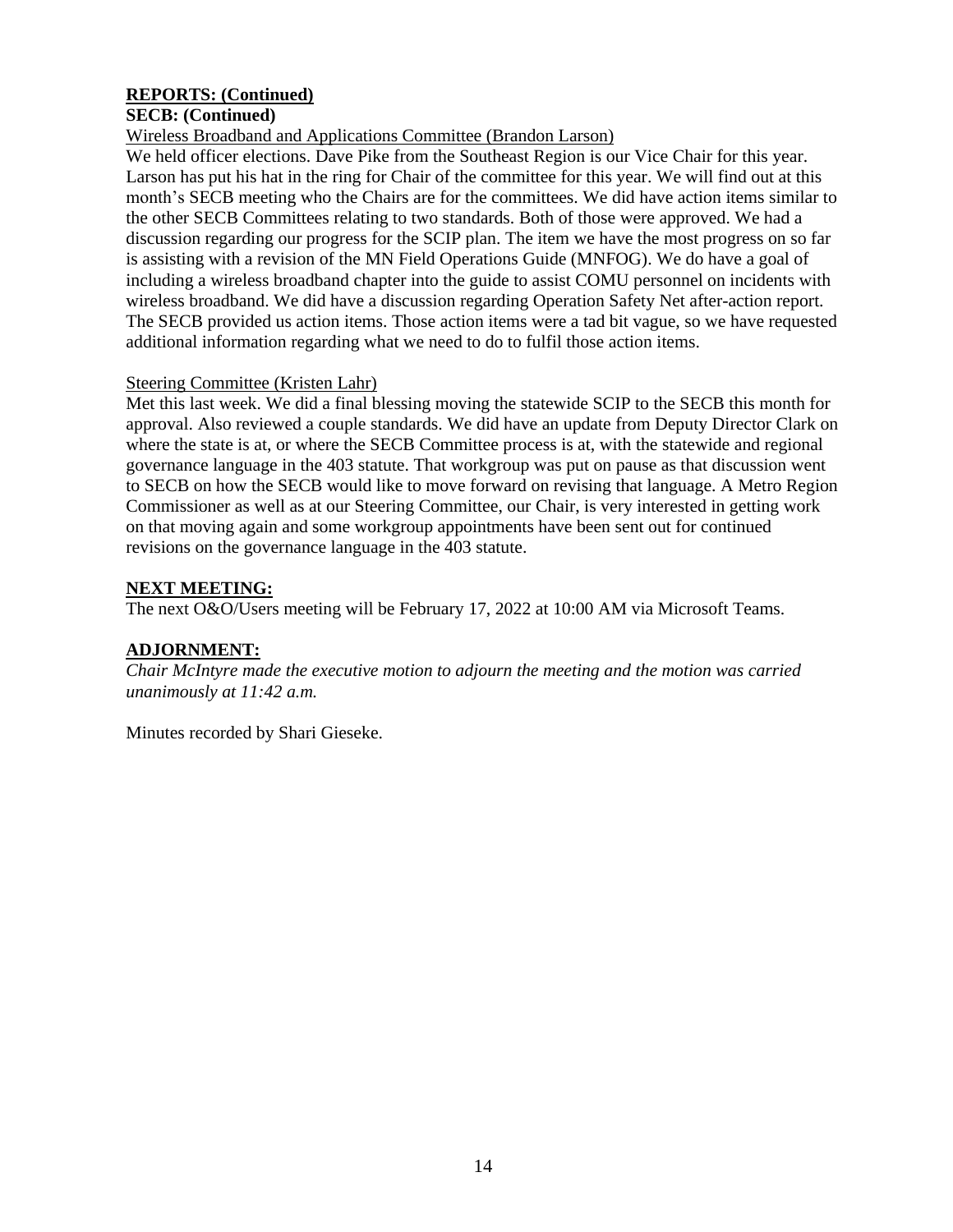**REPORTS: (Continued)**

**SECB: (Continued)**

Wireless Broadband and Applications Committee (Brandon Larson)

We held officer elections. Dave Pike from the Southeast Region is our Vice Chair for this year. Larson has put his hat in the ring for Chair of the committee for this year. We will find out at this month's SECB meeting who the Chairs are for the committees. We did have action items similar to the other SECB Committees relating to two standards. Both of those were approved. We had a discussion regarding our progress for the SCIP plan. The item we have the most progress on so far is assisting with a revision of the MN Field Operations Guide (MNFOG). We do have a goal of including a wireless broadband chapter into the guide to assist COMU personnel on incidents with wireless broadband. We did have a discussion regarding Operation Safety Net after-action report. The SECB provided us action items. Those action items were a tad bit vague, so we have requested additional information regarding what we need to do to fulfil those action items.

Steering Committee (Kristen Lahr)

Met this last week. We did a final blessing moving the statewide SCIP to the SECB this month for approval. Also reviewed a couple standards. We did have an update from Deputy Director Clark on where the state is at, or where the SECB Committee process is at, with the statewide and regional governance language in the 403 statute. That workgroup was put on pause as that discussion went to SECB on how the SECB would like to move forward on revising that language. A Metro Region Commissioner as well as at our Steering Committee, our Chair, is very interested in getting work on that moving again and some workgroup appointments have been sent out for continued revisions on the governance language in the 403 statute.

**NEXT MEETING:**

The next O&O/Users meeting will be February 17, 2022 at 10:00 AM via Microsoft Teams.

**ADJOURNMENT:**

*Chair McIntyre made the executive motion to adjourn the meeting and the motion was carried unanimously at 11:42 a.m.*

Minutes recorded by Shari Gieseke.